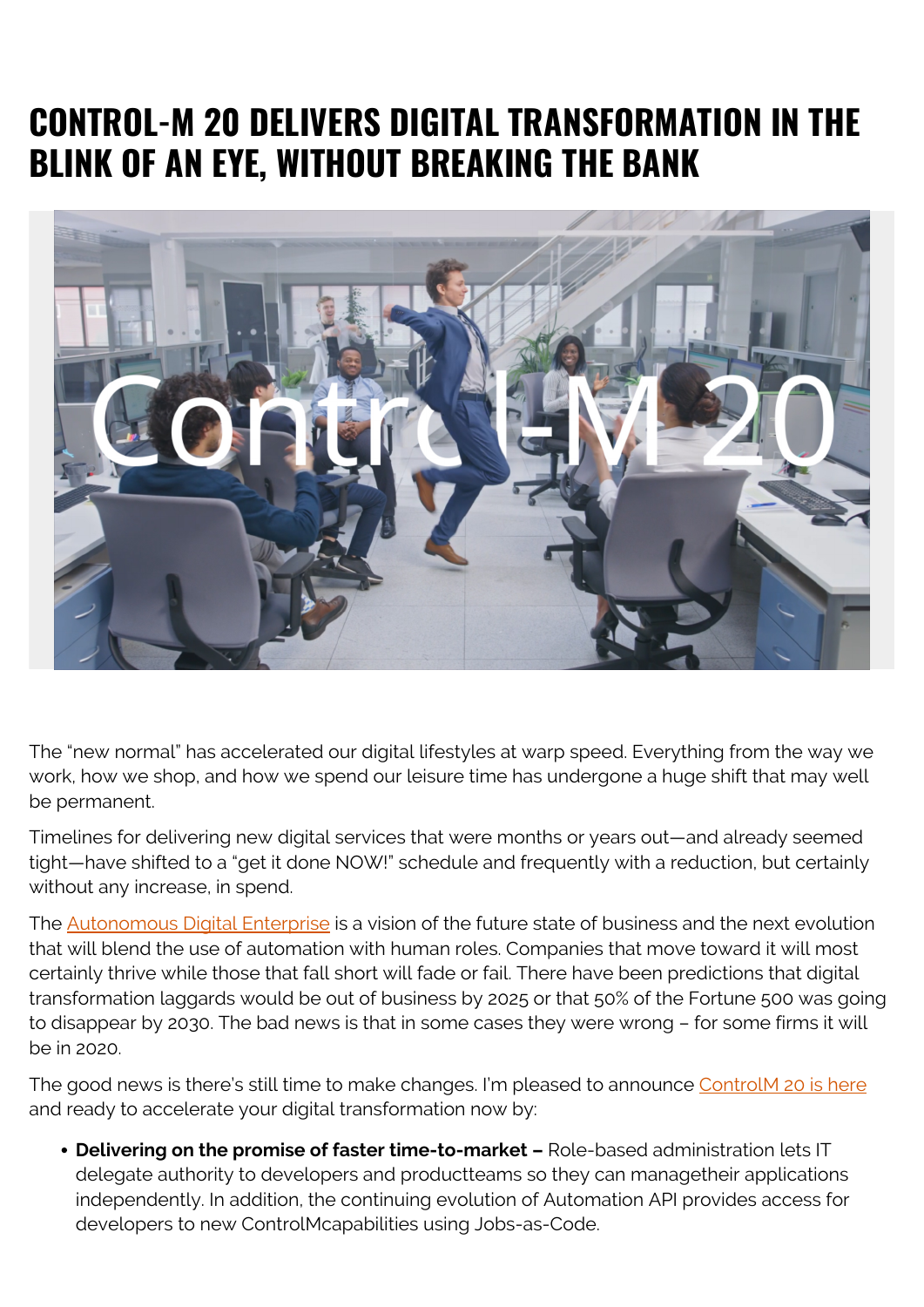# CONTROL-M 20 DELIVERS DIGITAL TRANSFORMATION IN THE BLINK OF AN EYE, WITHOUT BREAKING THE BANK

The "new normal" has accelerated our digital lifestyles at warp speed. Everything from the way we work, how we shop, and how we spend our leisure time has undergone a huge shift that may well be permanent.

Timelines for delivering new digital services that were months or years out—and already seemed tight—have shifted to a "get it done NOW!" schedule and frequently with a reduction, but certainly without any increase, in spend.

The Autonomous Digital Enterprise is a vision of the future state of business and the next evolution that will blend the use of automation with human roles. Companies that move toward it will most certainly thrive while those that fall short will fade or fail. There have been predictions that digital transformation laggards would be out of business by 2025 or that 50% of the Fortune 500 was going to disappear by 2030. The bad news is that in some cases they were wrong – for some firms it will be in 2020.

The good news is there's still time to make changes. I'm pleased to announce ControlM 20 is here and ready to accelerate your digital transformation now by:

- **Delivering on the promise of faster time-to-market –** Role-based administration lets IT delegate authority to developers and productteams so they can managetheir applications independently. In addition, the continuing evolution of Automation API provides access for developers to new ControlMcapabilities using Jobs-as-Code.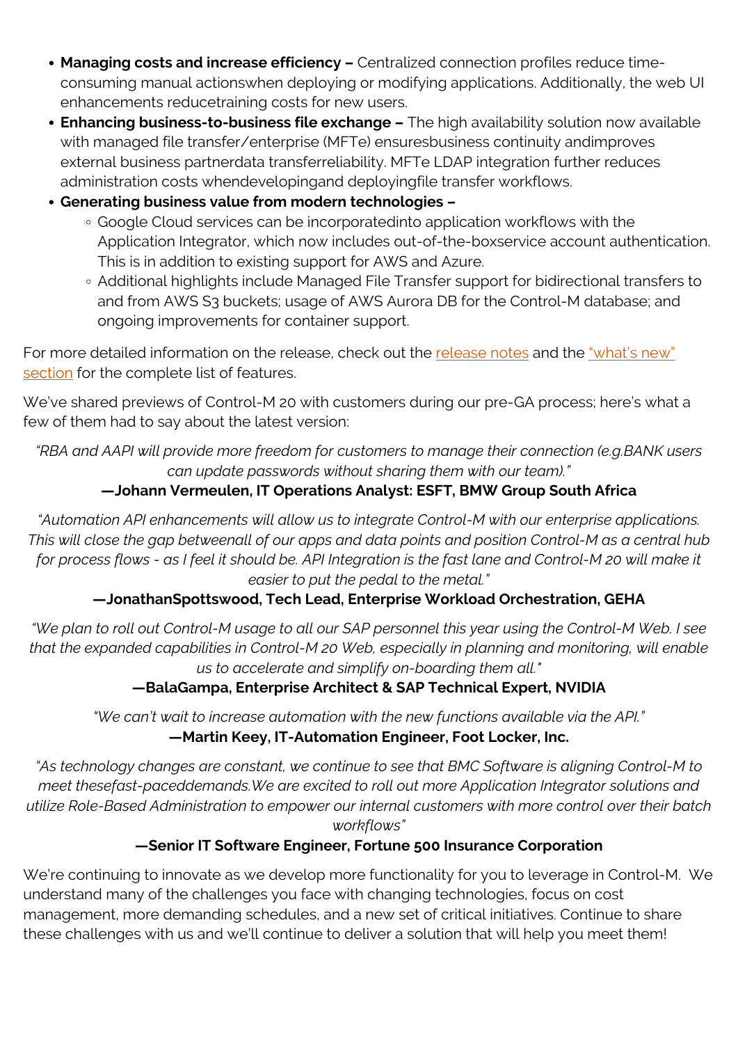- **Managing costs and increase efficiency –** Centralized connection profiles reduce time-consuming manual actionswhen deploying or modifying applications. Additionally, the web UI enhancements reducetraining costs for new users.
- **Enhancing business-to-business file exchange –** The high availability solution now available with managed file transfer/enterprise (MFTe) ensuresbusiness continuity andimproves external business partnerdata transferreliability. MFTe LDAP integration further reduces administration costs whendevelopingand deployingfile transfer workflows.
- **Generating business value from modern technologies –**
  - Google Cloud services can be incorporatedinto application workflows with the Application Integrator, which now includes out-of-the-boxservice account authentication. This is in addition to existing support for AWS and Azure.
  - Additional highlights include Managed File Transfer support for bidirectional transfers to and from AWS S3 buckets; usage of AWS Aurora DB for the Control-M database; and ongoing improvements for container support.

For more detailed information on the release, check out the release notes and the "what's new" section for the complete list of features.

We've shared previews of Control-M 20 with customers during our pre-GA process; here's what a few of them had to say about the latest version:

*"RBA and AAPI will provide more freedom for customers to manage their connection (e.g.BANK users can update passwords without sharing them with our team)."*

**—Johann Vermeulen, IT Operations Analyst: ESFT, BMW Group South Africa**

*"Automation API enhancements will allow us to integrate Control-M with our enterprise applications. This will close the gap betweenall of our apps and data points and position Control-M as a central hub for process flows - as I feel it should be. API Integration is the fast lane and Control-M 20 will make it easier to put the pedal to the metal."*

**—JonathanSpottswood, Tech Lead, Enterprise Workload Orchestration, GEHA**

*"We plan to roll out Control-M usage to all our SAP personnel this year using the Control-M Web. I see that the expanded capabilities in Control-M 20 Web, especially in planning and monitoring, will enable us to accelerate and simplify on-boarding them all."*

**—BalaGampa, Enterprise Architect & SAP Technical Expert, NVIDIA**

*"We can't wait to increase automation with the new functions available via the API."*

**—Martin Keey, IT-Automation Engineer, Foot Locker, Inc.**

*"As technology changes are constant, we continue to see that BMC Software is aligning Control-M to meet thesefast-paceddemands.We are excited to roll out more Application Integrator solutions and utilize Role-Based Administration to empower our internal customers with more control over their batch workflows"*

**—Senior IT Software Engineer, Fortune 500 Insurance Corporation**

We're continuing to innovate as we develop more functionality for you to leverage in Control-M. We understand many of the challenges you face with changing technologies, focus on cost management, more demanding schedules, and a new set of critical initiatives. Continue to share these challenges with us and we'll continue to deliver a solution that will help you meet them!